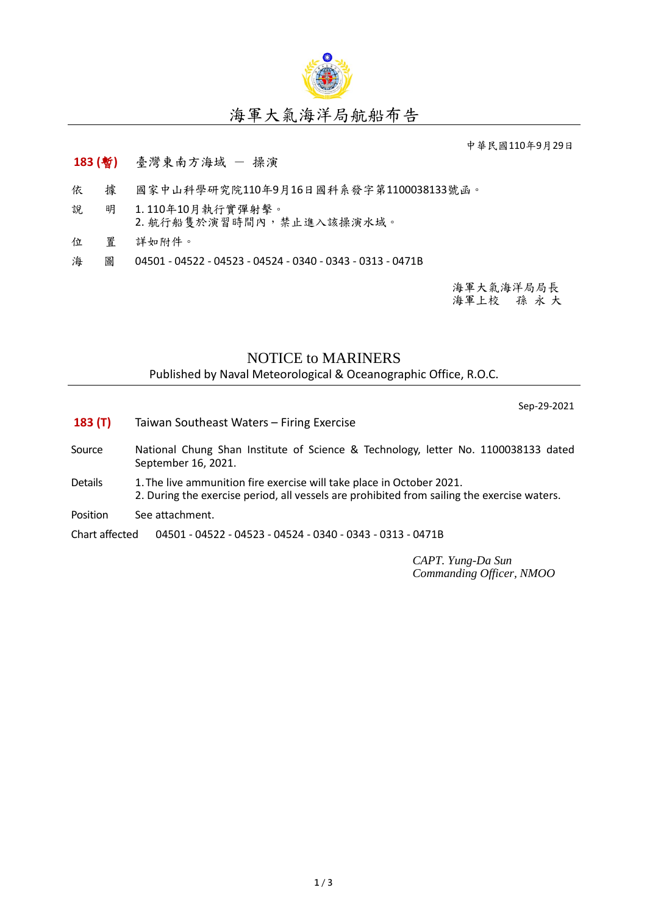# 海軍大氣海洋局航船布告

中華民國110年9月29日

**183 (暫)** 臺灣東南方海域 － 操演

依　據　國家中山科學研究院110年9月16日國科系發字第1100038133號函。

說　明　1. 110年10月執行實彈射擊。
2. 航行船隻於演習時間內，禁止進入該操演水域。

位　置　詳如附件。

海　圖　04501 - 04522 - 04523 - 04524 - 0340 - 0343 - 0313 - 0471B

海軍大氣海洋局局長
海軍上校　孫 永 大

# NOTICE to MARINERS

Published by Naval Meteorological & Oceanographic Office, R.O.C.

Sep-29-2021

**183 (T)** Taiwan Southeast Waters – Firing Exercise

Source　National Chung Shan Institute of Science & Technology, letter No. 1100038133 dated September 16, 2021.

Details　1. The live ammunition fire exercise will take place in October 2021.
2. During the exercise period, all vessels are prohibited from sailing the exercise waters.

Position　See attachment.

Chart affected　04501 - 04522 - 04523 - 04524 - 0340 - 0343 - 0313 - 0471B

*CAPT. Yung-Da Sun*
*Commanding Officer, NMOO*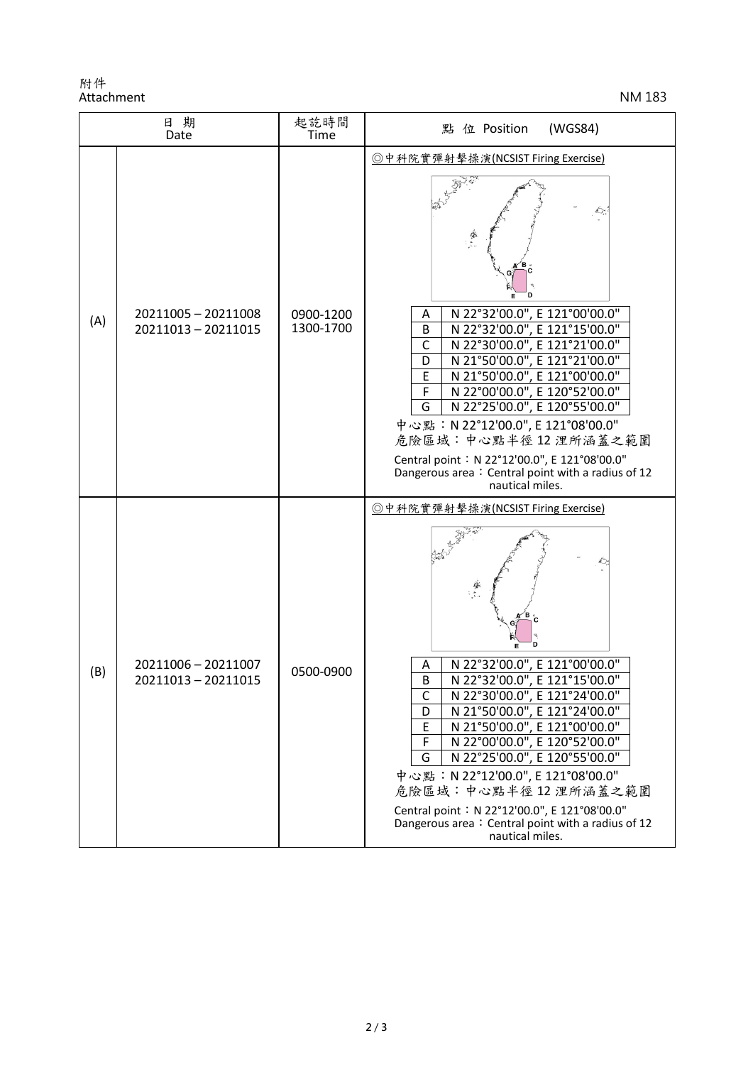附件
Attachment

NM 183

| 日期 Date | | 起訖時間 Time | 點位 Position (WGS84) |
|---|---|---|---|
| (A) | 20211005 – 20211008<br>20211013 – 20211015 | 0900-1200<br>1300-1700 | ◎中科院實彈射擊操演(NCSIST Firing Exercise)<br>A N 22°32'00.0", E 121°00'00.0"<br>B N 22°32'00.0", E 121°15'00.0"<br>C N 22°30'00.0", E 121°21'00.0"<br>D N 21°50'00.0", E 121°21'00.0"<br>E N 21°50'00.0", E 121°00'00.0"<br>F N 22°00'00.0", E 120°52'00.0"<br>G N 22°25'00.0", E 120°55'00.0"<br>中心點：N 22°12'00.0", E 121°08'00.0"<br>危險區域：中心點半徑 12 浬所涵蓋之範圍<br>Central point：N 22°12'00.0", E 121°08'00.0"<br>Dangerous area：Central point with a radius of 12 nautical miles. |
| (B) | 20211006 – 20211007<br>20211013 – 20211015 | 0500-0900 | ◎中科院實彈射擊操演(NCSIST Firing Exercise)<br>A N 22°32'00.0", E 121°00'00.0"<br>B N 22°32'00.0", E 121°15'00.0"<br>C N 22°30'00.0", E 121°24'00.0"<br>D N 21°50'00.0", E 121°24'00.0"<br>E N 21°50'00.0", E 121°00'00.0"<br>F N 22°00'00.0", E 120°52'00.0"<br>G N 22°25'00.0", E 120°55'00.0"<br>中心點：N 22°12'00.0", E 121°08'00.0"<br>危險區域：中心點半徑 12 浬所涵蓋之範圍<br>Central point：N 22°12'00.0", E 121°08'00.0"<br>Dangerous area：Central point with a radius of 12 nautical miles. |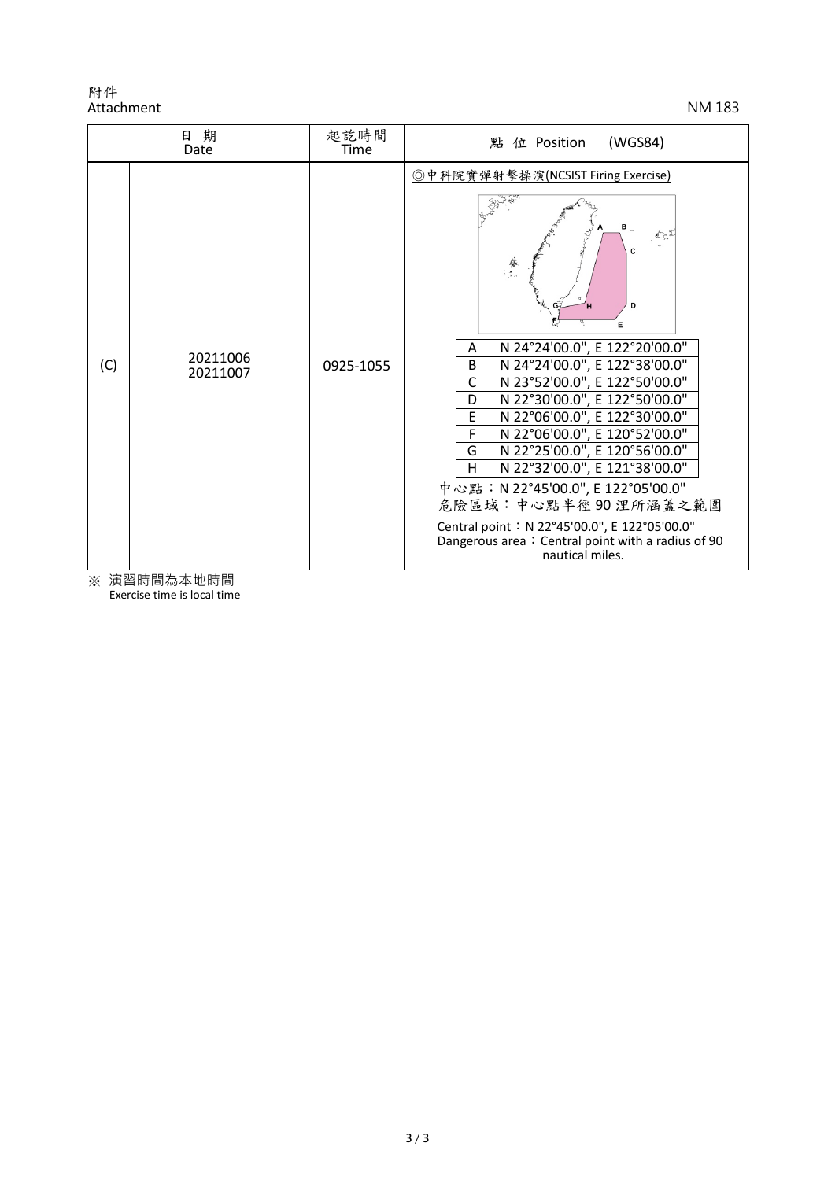附件
Attachment

NM 183

| 日 期 Date | | 起訖時間 Time | 點 位 Position (WGS84) |
|---|---|---|---|
| (C) | 20211006 20211007 | 0925-1055 | ◎中科院實彈射擊操演(NCSIST Firing Exercise) |

A
B
C
D
E
F
G
H

| | |
|---|---|
| A | N 24°24'00.0", E 122°20'00.0" |
| B | N 24°24'00.0", E 122°38'00.0" |
| C | N 23°52'00.0", E 122°50'00.0" |
| D | N 22°30'00.0", E 122°50'00.0" |
| E | N 22°06'00.0", E 122°30'00.0" |
| F | N 22°06'00.0", E 120°52'00.0" |
| G | N 22°25'00.0", E 120°56'00.0" |
| H | N 22°32'00.0", E 121°38'00.0" |

中心點：N 22°45'00.0", E 122°05'00.0"
危險區域：中心點半徑 90 浬所涵蓋之範圍

Central point：N 22°45'00.0", E 122°05'00.0"
Dangerous area：Central point with a radius of 90 nautical miles.

※ 演習時間為本地時間
Exercise time is local time